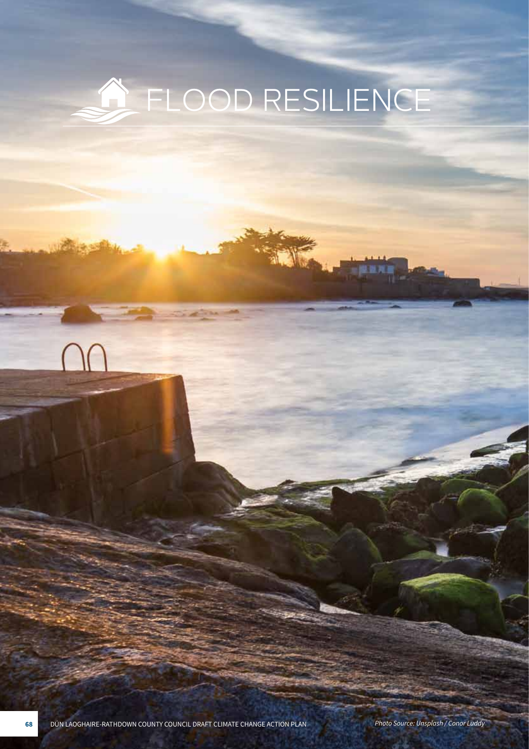# FLOOD RESILIENCE

*Photo Source: Unsplash / Conor Luddy*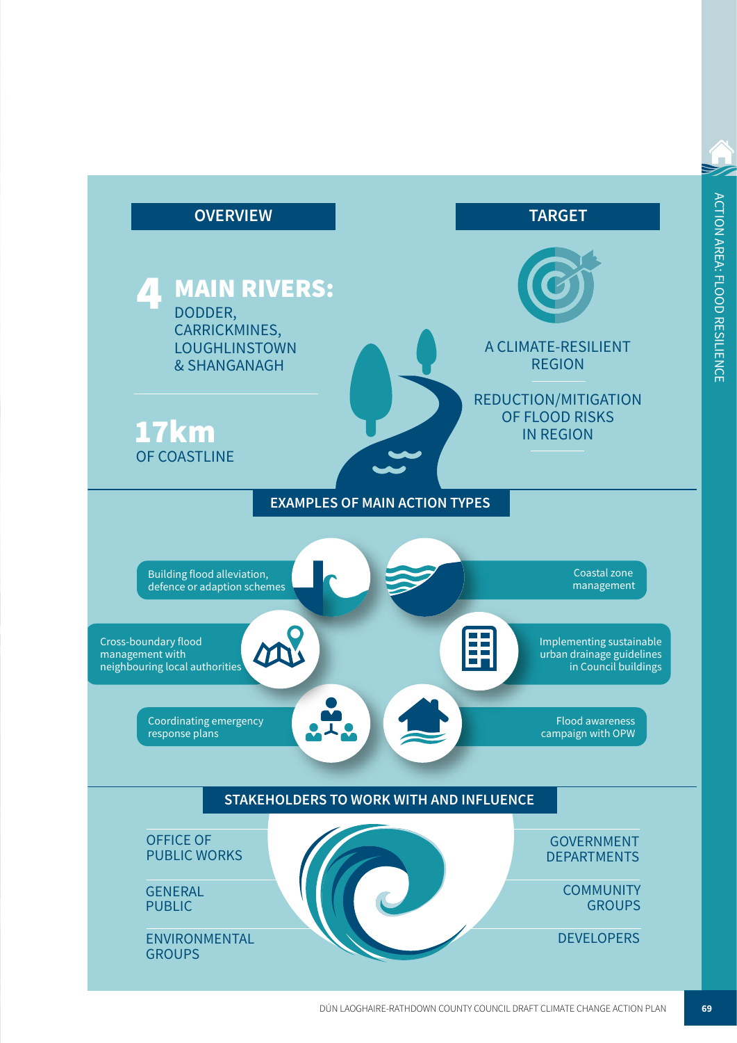## OVERVIEW

**4 MAIN RIVERS:**
DODDER, CARRICKMINES, LOUGHLINSTOWN & SHANGANAGH

**17km**
OF COASTLINE

## TARGET

A CLIMATE-RESILIENT REGION

REDUCTION/MITIGATION OF FLOOD RISKS IN REGION

## EXAMPLES OF MAIN ACTION TYPES

- Building flood alleviation, defence or adaption schemes
- Coastal zone management
- Cross-boundary flood management with neighbouring local authorities
- Implementing sustainable urban drainage guidelines in Council buildings
- Coordinating emergency response plans
- Flood awareness campaign with OPW

## STAKEHOLDERS TO WORK WITH AND INFLUENCE

- OFFICE OF PUBLIC WORKS
- GOVERNMENT DEPARTMENTS
- GENERAL PUBLIC
- COMMUNITY GROUPS
- ENVIRONMENTAL GROUPS
- DEVELOPERS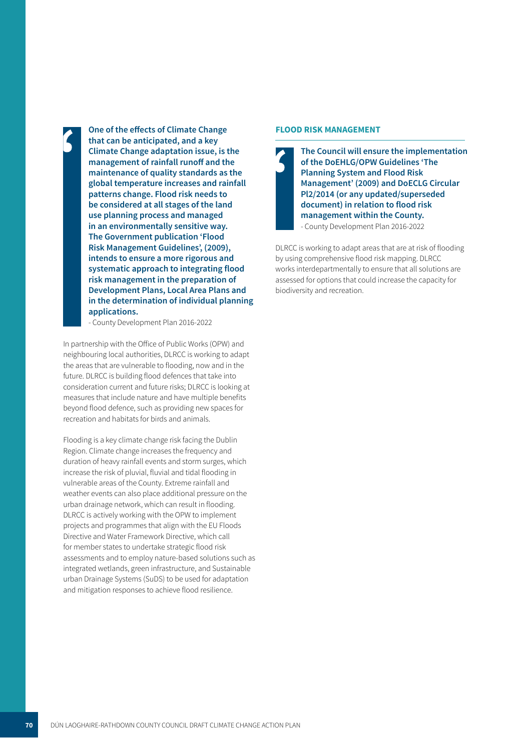**One of the effects of Climate Change that can be anticipated, and a key Climate Change adaptation issue, is the management of rainfall runoff and the maintenance of quality standards as the global temperature increases and rainfall patterns change. Flood risk needs to be considered at all stages of the land use planning process and managed in an environmentally sensitive way. The Government publication 'Flood Risk Management Guidelines', (2009), intends to ensure a more rigorous and systematic approach to integrating flood risk management in the preparation of Development Plans, Local Area Plans and in the determination of individual planning applications.**

- County Development Plan 2016-2022

In partnership with the Office of Public Works (OPW) and neighbouring local authorities, DLRCC is working to adapt the areas that are vulnerable to flooding, now and in the future. DLRCC is building flood defences that take into consideration current and future risks; DLRCC is looking at measures that include nature and have multiple benefits beyond flood defence, such as providing new spaces for recreation and habitats for birds and animals.

Flooding is a key climate change risk facing the Dublin Region. Climate change increases the frequency and duration of heavy rainfall events and storm surges, which increase the risk of pluvial, fluvial and tidal flooding in vulnerable areas of the County. Extreme rainfall and weather events can also place additional pressure on the urban drainage network, which can result in flooding. DLRCC is actively working with the OPW to implement projects and programmes that align with the EU Floods Directive and Water Framework Directive, which call for member states to undertake strategic flood risk assessments and to employ nature-based solutions such as integrated wetlands, green infrastructure, and Sustainable urban Drainage Systems (SuDS) to be used for adaptation and mitigation responses to achieve flood resilience.

## FLOOD RISK MANAGEMENT

**The Council will ensure the implementation of the DoEHLG/OPW Guidelines 'The Planning System and Flood Risk Management' (2009) and DoECLG Circular Pl2/2014 (or any updated/superseded document) in relation to flood risk management within the County.**

- County Development Plan 2016-2022

DLRCC is working to adapt areas that are at risk of flooding by using comprehensive flood risk mapping. DLRCC works interdepartmentally to ensure that all solutions are assessed for options that could increase the capacity for biodiversity and recreation.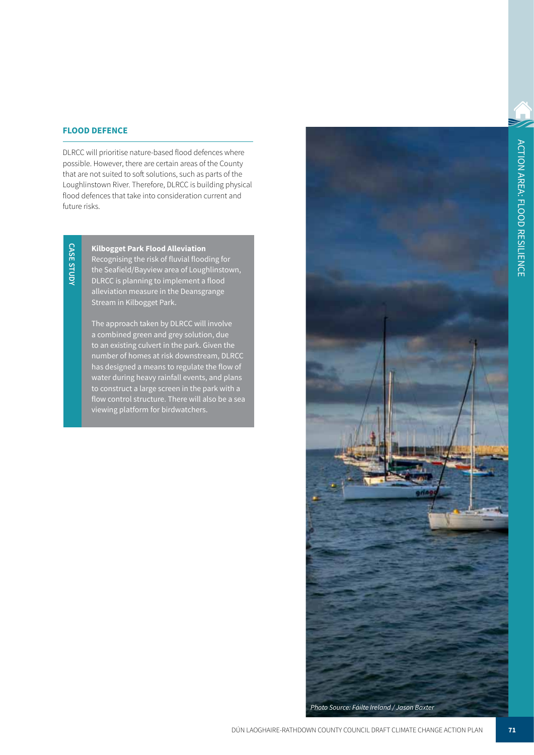## FLOOD DEFENCE

DLRCC will prioritise nature-based flood defences where possible. However, there are certain areas of the County that are not suited to soft solutions, such as parts of the Loughlinstown River. Therefore, DLRCC is building physical flood defences that take into consideration current and future risks.

**CASE STUDY**

**Kilbogget Park Flood Alleviation**

Recognising the risk of fluvial flooding for the Seafield/Bayview area of Loughlinstown, DLRCC is planning to implement a flood alleviation measure in the Deansgrange Stream in Kilbogget Park.

The approach taken by DLRCC will involve a combined green and grey solution, due to an existing culvert in the park. Given the number of homes at risk downstream, DLRCC has designed a means to regulate the flow of water during heavy rainfall events, and plans to construct a large screen in the park with a flow control structure. There will also be a sea viewing platform for birdwatchers.

*Photo Source: Fáilte Ireland / Jason Baxter*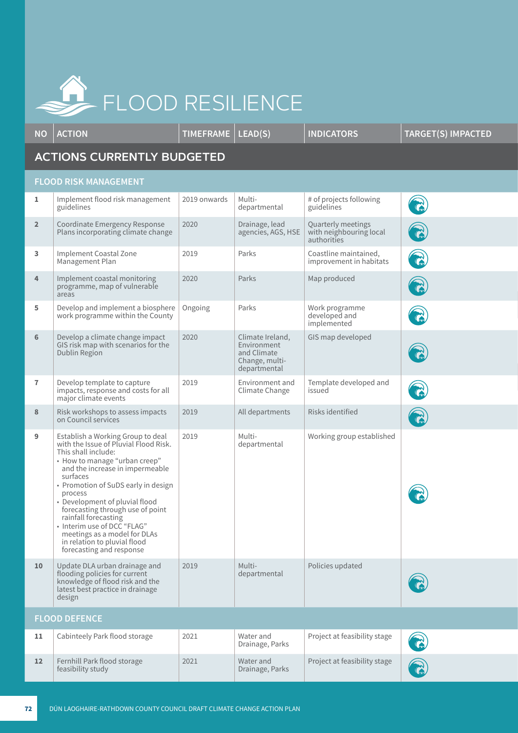# FLOOD RESILIENCE

| NO | ACTION | TIMEFRAME | LEAD(S) | INDICATORS | TARGET(S) IMPACTED |
|---|---|---|---|---|---|
| **ACTIONS CURRENTLY BUDGETED** | | | | | |
| **FLOOD RISK MANAGEMENT** | | | | | |
| 1 | Implement flood risk management guidelines | 2019 onwards | Multi-departmental | # of projects following guidelines | |
| 2 | Coordinate Emergency Response Plans incorporating climate change | 2020 | Drainage, lead agencies, AGS, HSE | Quarterly meetings with neighbouring local authorities | |
| 3 | Implement Coastal Zone Management Plan | 2019 | Parks | Coastline maintained, improvement in habitats | |
| 4 | Implement coastal monitoring programme, map of vulnerable areas | 2020 | Parks | Map produced | |
| 5 | Develop and implement a biosphere work programme within the County | Ongoing | Parks | Work programme developed and implemented | |
| 6 | Develop a climate change impact GIS risk map with scenarios for the Dublin Region | 2020 | Climate Ireland, Environment and Climate Change, multi-departmental | GIS map developed | |
| 7 | Develop template to capture impacts, response and costs for all major climate events | 2019 | Environment and Climate Change | Template developed and issued | |
| 8 | Risk workshops to assess impacts on Council services | 2019 | All departments | Risks identified | |
| 9 | Establish a Working Group to deal with the Issue of Pluvial Flood Risk. This shall include:<br>• How to manage "urban creep" and the increase in impermeable surfaces<br>• Promotion of SuDS early in design process<br>• Development of pluvial flood forecasting through use of point rainfall forecasting<br>• Interim use of DCC "FLAG" meetings as a model for DLAs in relation to pluvial flood forecasting and response | 2019 | Multi-departmental | Working group established | |
| 10 | Update DLA urban drainage and flooding policies for current knowledge of flood risk and the latest best practice in drainage design | 2019 | Multi-departmental | Policies updated | |
| **FLOOD DEFENCE** | | | | | |
| 11 | Cabinteely Park flood storage | 2021 | Water and Drainage, Parks | Project at feasibility stage | |
| 12 | Fernhill Park flood storage feasibility study | 2021 | Water and Drainage, Parks | Project at feasibility stage | |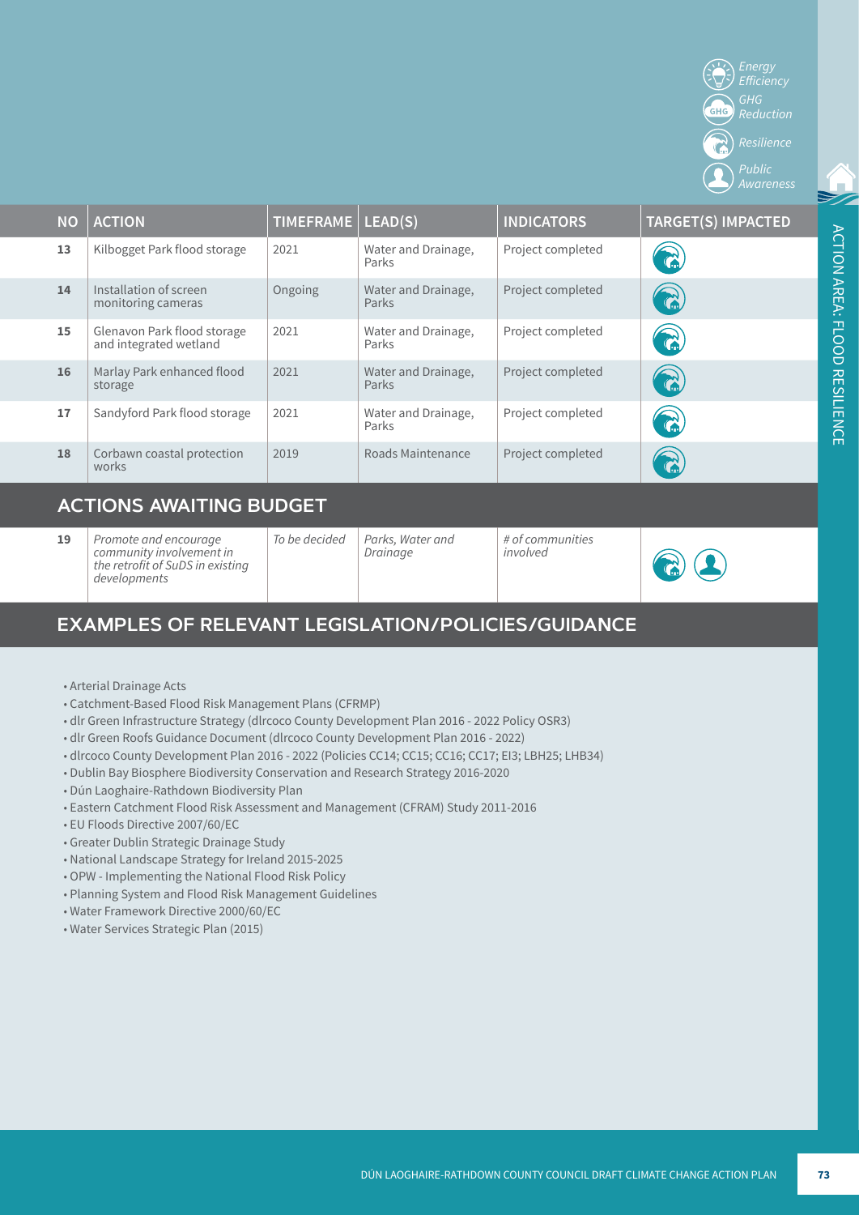Energy Efficiency
GHG Reduction
Resilience
Public Awareness

| NO | ACTION | TIMEFRAME | LEAD(S) | INDICATORS | TARGET(S) IMPACTED |
|---|---|---|---|---|---|
| 13 | Kilbogget Park flood storage | 2021 | Water and Drainage, Parks | Project completed | Resilience |
| 14 | Installation of screen monitoring cameras | Ongoing | Water and Drainage, Parks | Project completed | Resilience |
| 15 | Glenavon Park flood storage and integrated wetland | 2021 | Water and Drainage, Parks | Project completed | Resilience |
| 16 | Marlay Park enhanced flood storage | 2021 | Water and Drainage, Parks | Project completed | Resilience |
| 17 | Sandyford Park flood storage | 2021 | Water and Drainage, Parks | Project completed | Resilience |
| 18 | Corbawn coastal protection works | 2019 | Roads Maintenance | Project completed | Resilience |

## ACTIONS AWAITING BUDGET

| NO | ACTION | TIMEFRAME | LEAD(S) | INDICATORS | TARGET(S) IMPACTED |
|---|---|---|---|---|---|
| 19 | *Promote and encourage community involvement in the retrofit of SuDS in existing developments* | *To be decided* | *Parks, Water and Drainage* | *# of communities involved* | Resilience, Public Awareness |

## EXAMPLES OF RELEVANT LEGISLATION/POLICIES/GUIDANCE

- Arterial Drainage Acts
- Catchment-Based Flood Risk Management Plans (CFRMP)
- dlr Green Infrastructure Strategy (dlrcoco County Development Plan 2016 - 2022 Policy OSR3)
- dlr Green Roofs Guidance Document (dlrcoco County Development Plan 2016 - 2022)
- dlrcoco County Development Plan 2016 - 2022 (Policies CC14; CC15; CC16; CC17; EI3; LBH25; LHB34)
- Dublin Bay Biosphere Biodiversity Conservation and Research Strategy 2016-2020
- Dún Laoghaire-Rathdown Biodiversity Plan
- Eastern Catchment Flood Risk Assessment and Management (CFRAM) Study 2011-2016
- EU Floods Directive 2007/60/EC
- Greater Dublin Strategic Drainage Study
- National Landscape Strategy for Ireland 2015-2025
- OPW - Implementing the National Flood Risk Policy
- Planning System and Flood Risk Management Guidelines
- Water Framework Directive 2000/60/EC
- Water Services Strategic Plan (2015)